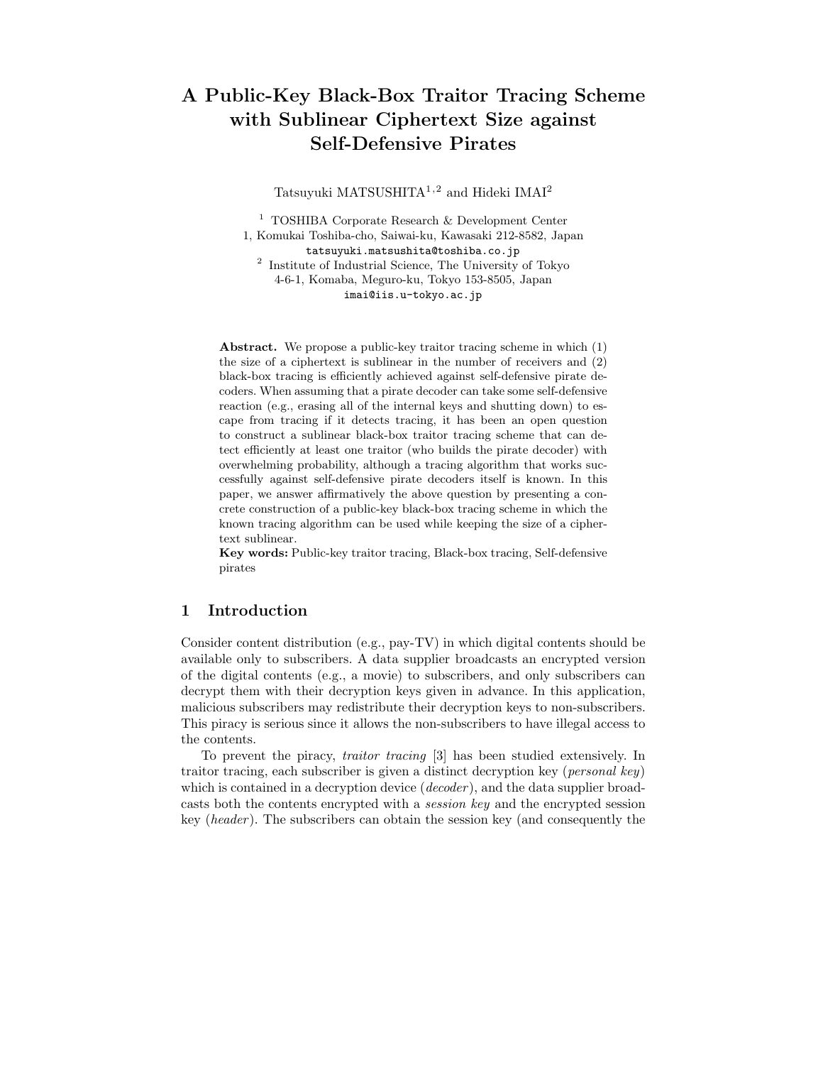# A Public-Key Black-Box Traitor Tracing Scheme with Sublinear Ciphertext Size against Self-Defensive Pirates

Tatsuyuki MATSUSHITA[1,2] and Hideki IMAI[2]

[1] TOSHIBA Corporate Research & Development Center
1, Komukai Toshiba-cho, Saiwai-ku, Kawasaki 212-8582, Japan
tatsuyuki.matsushita@toshiba.co.jp

[2] Institute of Industrial Science, The University of Tokyo
4-6-1, Komaba, Meguro-ku, Tokyo 153-8505, Japan
imai@iis.u-tokyo.ac.jp

**Abstract.** We propose a public-key traitor tracing scheme in which (1) the size of a ciphertext is sublinear in the number of receivers and (2) black-box tracing is efficiently achieved against self-defensive pirate decoders. When assuming that a pirate decoder can take some self-defensive reaction (e.g., erasing all of the internal keys and shutting down) to escape from tracing if it detects tracing, it has been an open question to construct a sublinear black-box traitor tracing scheme that can detect efficiently at least one traitor (who builds the pirate decoder) with overwhelming probability, although a tracing algorithm that works successfully against self-defensive pirate decoders itself is known. In this paper, we answer affirmatively the above question by presenting a concrete construction of a public-key black-box tracing scheme in which the known tracing algorithm can be used while keeping the size of a ciphertext sublinear.

**Key words:** Public-key traitor tracing, Black-box tracing, Self-defensive pirates

## 1 Introduction

Consider content distribution (e.g., pay-TV) in which digital contents should be available only to subscribers. A data supplier broadcasts an encrypted version of the digital contents (e.g., a movie) to subscribers, and only subscribers can decrypt them with their decryption keys given in advance. In this application, malicious subscribers may redistribute their decryption keys to non-subscribers. This piracy is serious since it allows the non-subscribers to have illegal access to the contents.

To prevent the piracy, *traitor tracing* [3] has been studied extensively. In traitor tracing, each subscriber is given a distinct decryption key (*personal key*) which is contained in a decryption device (*decoder*), and the data supplier broadcasts both the contents encrypted with a *session key* and the encrypted session key (*header*). The subscribers can obtain the session key (and consequently the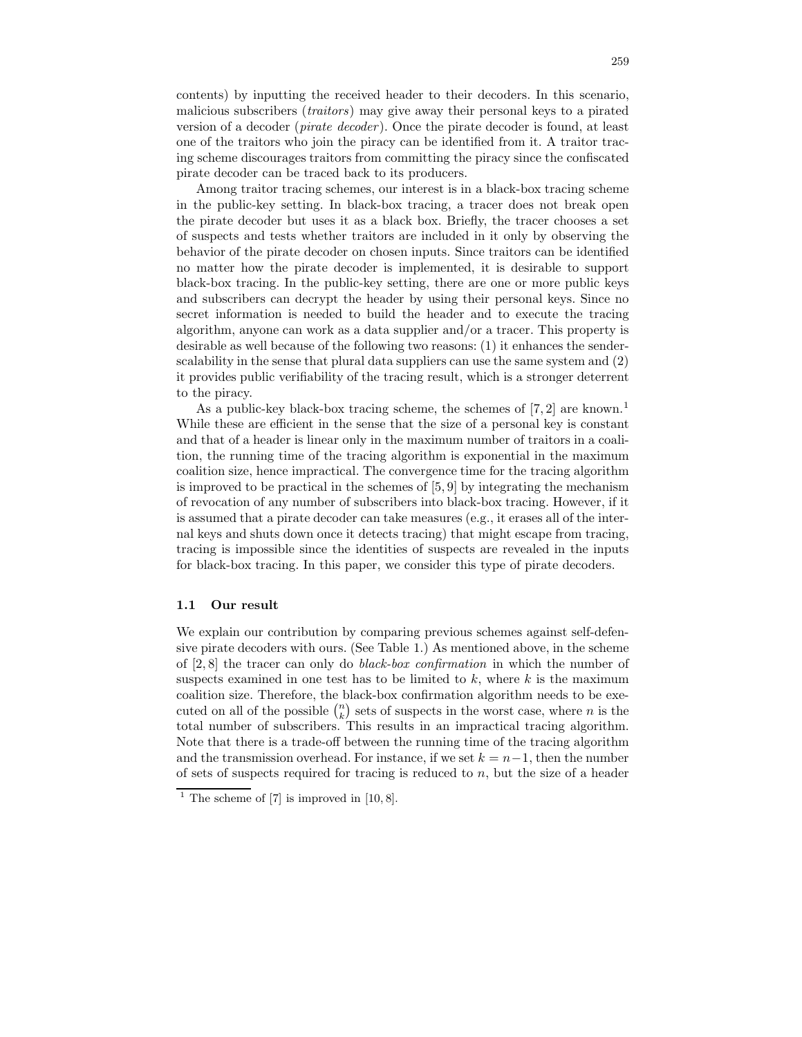contents) by inputting the received header to their decoders. In this scenario, malicious subscribers (*traitors*) may give away their personal keys to a pirated version of a decoder (*pirate decoder*). Once the pirate decoder is found, at least one of the traitors who join the piracy can be identified from it. A traitor tracing scheme discourages traitors from committing the piracy since the confiscated pirate decoder can be traced back to its producers.

Among traitor tracing schemes, our interest is in a black-box tracing scheme in the public-key setting. In black-box tracing, a tracer does not break open the pirate decoder but uses it as a black box. Briefly, the tracer chooses a set of suspects and tests whether traitors are included in it only by observing the behavior of the pirate decoder on chosen inputs. Since traitors can be identified no matter how the pirate decoder is implemented, it is desirable to support black-box tracing. In the public-key setting, there are one or more public keys and subscribers can decrypt the header by using their personal keys. Since no secret information is needed to build the header and to execute the tracing algorithm, anyone can work as a data supplier and/or a tracer. This property is desirable as well because of the following two reasons: (1) it enhances the sender-scalability in the sense that plural data suppliers can use the same system and (2) it provides public verifiability of the tracing result, which is a stronger deterrent to the piracy.

As a public-key black-box tracing scheme, the schemes of [7, 2] are known.[1] While these are efficient in the sense that the size of a personal key is constant and that of a header is linear only in the maximum number of traitors in a coalition, the running time of the tracing algorithm is exponential in the maximum coalition size, hence impractical. The convergence time for the tracing algorithm is improved to be practical in the schemes of [5, 9] by integrating the mechanism of revocation of any number of subscribers into black-box tracing. However, if it is assumed that a pirate decoder can take measures (e.g., it erases all of the internal keys and shuts down once it detects tracing) that might escape from tracing, tracing is impossible since the identities of suspects are revealed in the inputs for black-box tracing. In this paper, we consider this type of pirate decoders.

### 1.1 Our result

We explain our contribution by comparing previous schemes against self-defensive pirate decoders with ours. (See Table 1.) As mentioned above, in the scheme of [2, 8] the tracer can only do *black-box confirmation* in which the number of suspects examined in one test has to be limited to $k$, where $k$ is the maximum coalition size. Therefore, the black-box confirmation algorithm needs to be executed on all of the possible $\binom{n}{k}$ sets of suspects in the worst case, where $n$ is the total number of subscribers. This results in an impractical tracing algorithm. Note that there is a trade-off between the running time of the tracing algorithm and the transmission overhead. For instance, if we set $k = n-1$, then the number of sets of suspects required for tracing is reduced to $n$, but the size of a header

[1] The scheme of [7] is improved in [10, 8].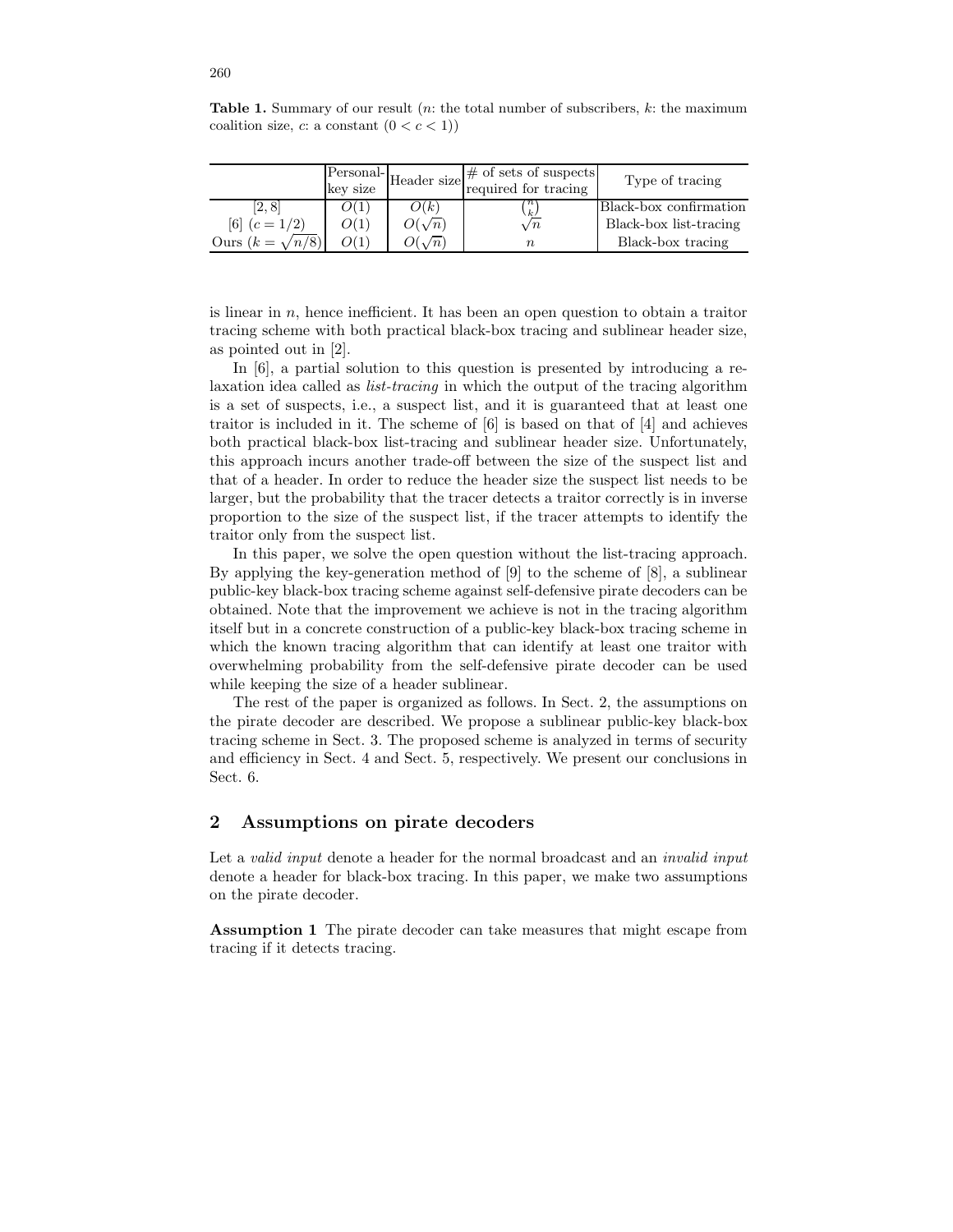**Table 1.** Summary of our result ($n$: the total number of subscribers, $k$: the maximum coalition size, $c$: a constant $(0 < c < 1)$)

| | Personal-key size | Header size | # of sets of suspects required for tracing | Type of tracing |
|---|---|---|---|---|
| [2, 8] | $O(1)$ | $O(k)$ | $\binom{n}{k}$ | Black-box confirmation |
| [6] $(c = 1/2)$ | $O(1)$ | $O(\sqrt{n})$ | $\sqrt{n}$ | Black-box list-tracing |
| Ours $(k = \sqrt{n/8})$ | $O(1)$ | $O(\sqrt{n})$ | $n$ | Black-box tracing |

is linear in $n$, hence inefficient. It has been an open question to obtain a traitor tracing scheme with both practical black-box tracing and sublinear header size, as pointed out in [2].

In [6], a partial solution to this question is presented by introducing a relaxation idea called as *list-tracing* in which the output of the tracing algorithm is a set of suspects, i.e., a suspect list, and it is guaranteed that at least one traitor is included in it. The scheme of [6] is based on that of [4] and achieves both practical black-box list-tracing and sublinear header size. Unfortunately, this approach incurs another trade-off between the size of the suspect list and that of a header. In order to reduce the header size the suspect list needs to be larger, but the probability that the tracer detects a traitor correctly is in inverse proportion to the size of the suspect list, if the tracer attempts to identify the traitor only from the suspect list.

In this paper, we solve the open question without the list-tracing approach. By applying the key-generation method of [9] to the scheme of [8], a sublinear public-key black-box tracing scheme against self-defensive pirate decoders can be obtained. Note that the improvement we achieve is not in the tracing algorithm itself but in a concrete construction of a public-key black-box tracing scheme in which the known tracing algorithm that can identify at least one traitor with overwhelming probability from the self-defensive pirate decoder can be used while keeping the size of a header sublinear.

The rest of the paper is organized as follows. In Sect. 2, the assumptions on the pirate decoder are described. We propose a sublinear public-key black-box tracing scheme in Sect. 3. The proposed scheme is analyzed in terms of security and efficiency in Sect. 4 and Sect. 5, respectively. We present our conclusions in Sect. 6.

## 2 Assumptions on pirate decoders

Let a *valid input* denote a header for the normal broadcast and an *invalid input* denote a header for black-box tracing. In this paper, we make two assumptions on the pirate decoder.

**Assumption 1** The pirate decoder can take measures that might escape from tracing if it detects tracing.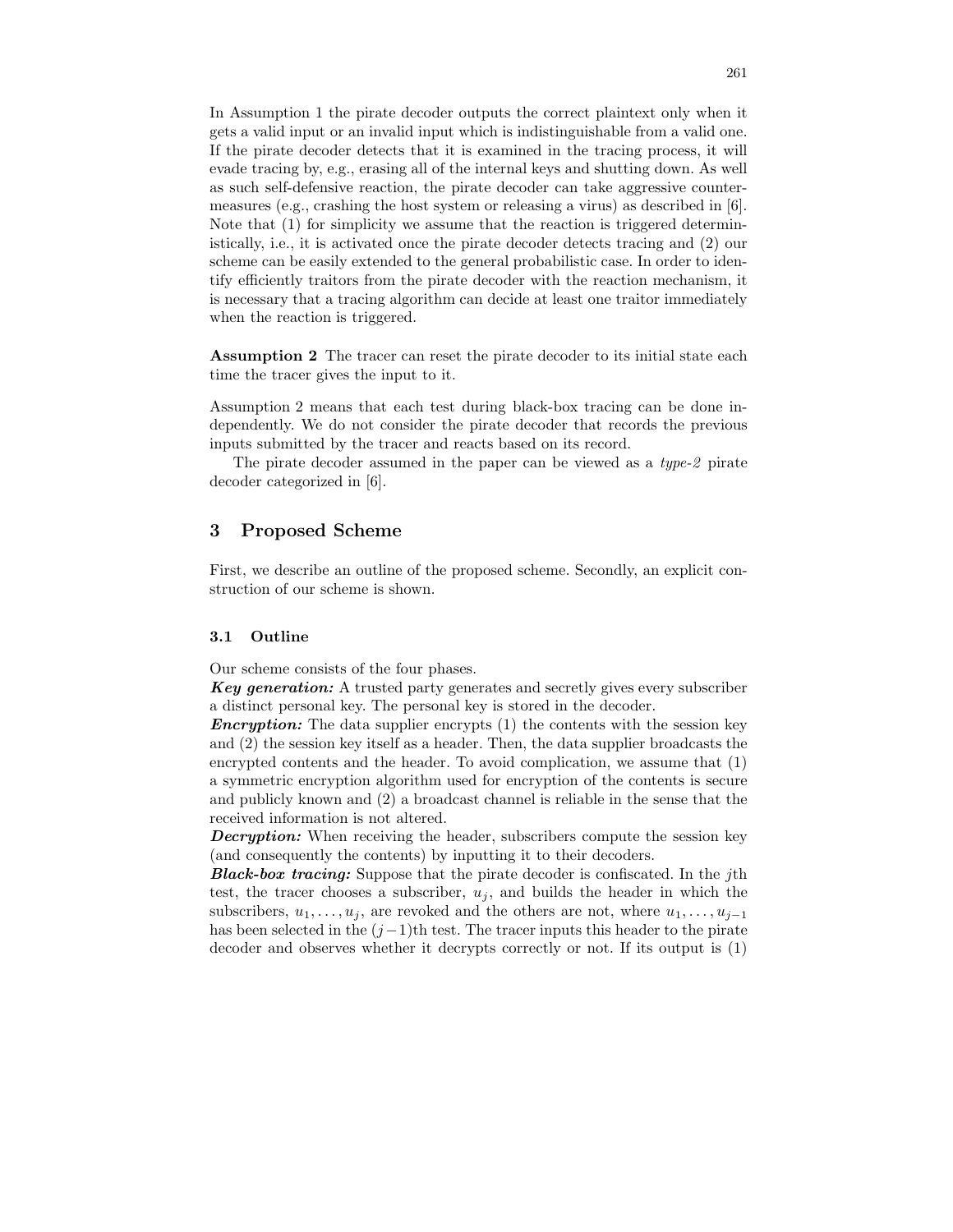In Assumption 1 the pirate decoder outputs the correct plaintext only when it gets a valid input or an invalid input which is indistinguishable from a valid one. If the pirate decoder detects that it is examined in the tracing process, it will evade tracing by, e.g., erasing all of the internal keys and shutting down. As well as such self-defensive reaction, the pirate decoder can take aggressive countermeasures (e.g., crashing the host system or releasing a virus) as described in [6]. Note that (1) for simplicity we assume that the reaction is triggered deterministically, i.e., it is activated once the pirate decoder detects tracing and (2) our scheme can be easily extended to the general probabilistic case. In order to identify efficiently traitors from the pirate decoder with the reaction mechanism, it is necessary that a tracing algorithm can decide at least one traitor immediately when the reaction is triggered.

**Assumption 2** The tracer can reset the pirate decoder to its initial state each time the tracer gives the input to it.

Assumption 2 means that each test during black-box tracing can be done independently. We do not consider the pirate decoder that records the previous inputs submitted by the tracer and reacts based on its record.

The pirate decoder assumed in the paper can be viewed as a *type-2* pirate decoder categorized in [6].

## 3 Proposed Scheme

First, we describe an outline of the proposed scheme. Secondly, an explicit construction of our scheme is shown.

### 3.1 Outline

Our scheme consists of the four phases.

***Key generation:*** A trusted party generates and secretly gives every subscriber a distinct personal key. The personal key is stored in the decoder.

***Encryption:*** The data supplier encrypts (1) the contents with the session key and (2) the session key itself as a header. Then, the data supplier broadcasts the encrypted contents and the header. To avoid complication, we assume that (1) a symmetric encryption algorithm used for encryption of the contents is secure and publicly known and (2) a broadcast channel is reliable in the sense that the received information is not altered.

***Decryption:*** When receiving the header, subscribers compute the session key (and consequently the contents) by inputting it to their decoders.

***Black-box tracing:*** Suppose that the pirate decoder is confiscated. In the $j$th test, the tracer chooses a subscriber, $u_j$, and builds the header in which the subscribers, $u_1, \ldots, u_j$, are revoked and the others are not, where $u_1, \ldots, u_{j-1}$ has been selected in the $(j-1)$th test. The tracer inputs this header to the pirate decoder and observes whether it decrypts correctly or not. If its output is (1)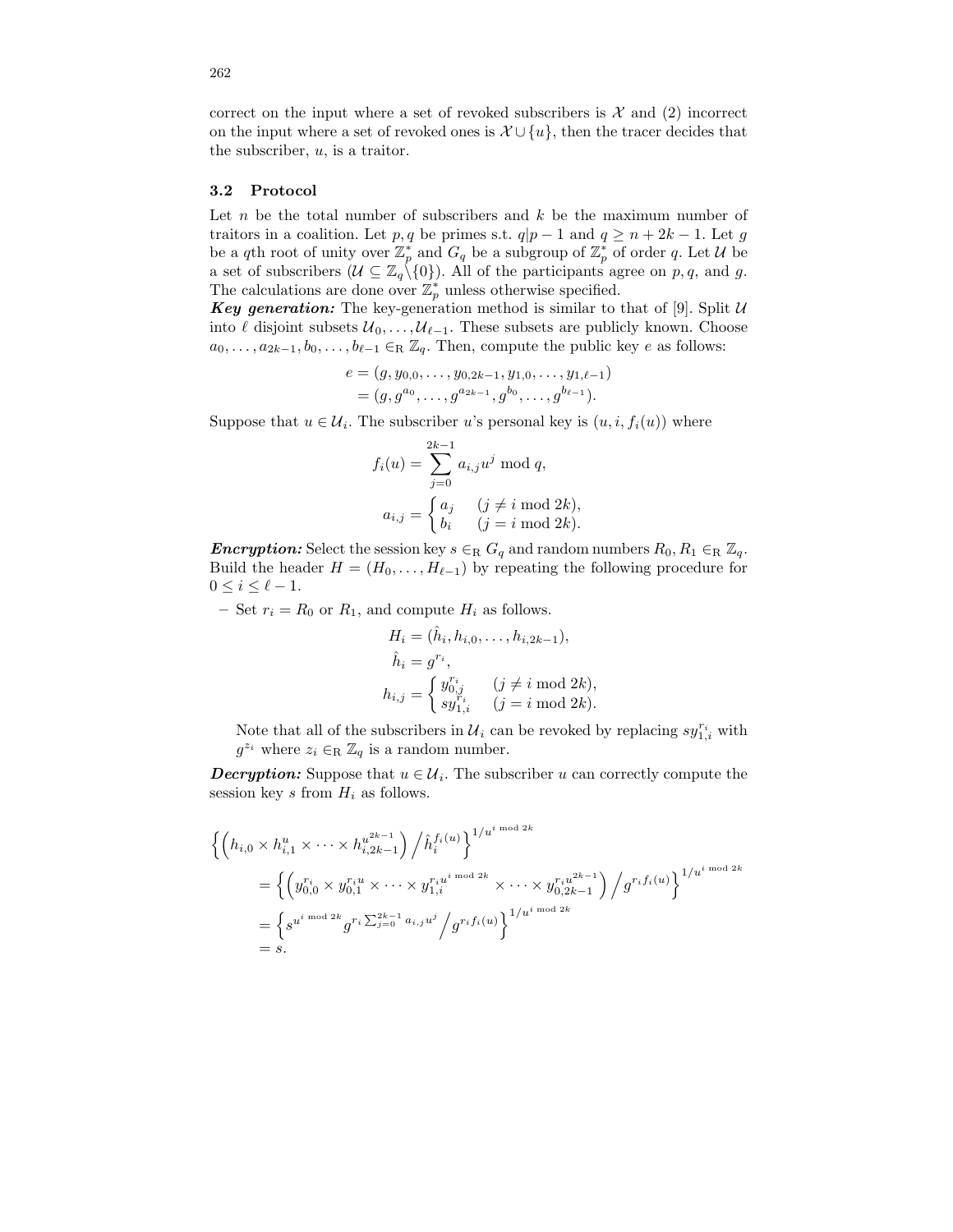correct on the input where a set of revoked subscribers is $\mathcal{X}$ and (2) incorrect on the input where a set of revoked ones is $\mathcal{X} \cup \{u\}$, then the tracer decides that the subscriber, $u$, is a traitor.

### 3.2 Protocol

Let $n$ be the total number of subscribers and $k$ be the maximum number of traitors in a coalition. Let $p, q$ be primes s.t. $q | p-1$ and $q \geq n+2k-1$. Let $g$ be a $q$th root of unity over $\mathbb{Z}_p^*$ and $G_q$ be a subgroup of $\mathbb{Z}_p^*$ of order $q$. Let $\mathcal{U}$ be a set of subscribers ($\mathcal{U} \subseteq \mathbb{Z}_q \backslash \{0\}$). All of the participants agree on $p, q$, and $g$. The calculations are done over $\mathbb{Z}_p^*$ unless otherwise specified.

***Key generation:*** The key-generation method is similar to that of [9]. Split $\mathcal{U}$ into $\ell$ disjoint subsets $\mathcal{U}_0, \ldots, \mathcal{U}_{\ell-1}$. These subsets are publicly known. Choose $a_0, \ldots, a_{2k-1}, b_0, \ldots, b_{\ell-1} \in_{\mathrm{R}} \mathbb{Z}_q$. Then, compute the public key $e$ as follows:

$$
\begin{aligned}
e &= (g, y_{0,0}, \ldots, y_{0,2k-1}, y_{1,0}, \ldots, y_{1,\ell-1}) \\
&= (g, g^{a_0}, \ldots, g^{a_{2k-1}}, g^{b_0}, \ldots, g^{b_{\ell-1}}).
\end{aligned}
$$

Suppose that $u \in \mathcal{U}_i$. The subscriber $u$'s personal key is $(u, i, f_i(u))$ where

$$
f_i(u) = \sum_{j=0}^{2k-1} a_{i,j} u^j \bmod q,
$$

$$
a_{i,j} = \begin{cases} a_j & (j \neq i \bmod 2k), \\ b_i & (j = i \bmod 2k). \end{cases}
$$

***Encryption:*** Select the session key $s \in_{\mathrm{R}} G_q$ and random numbers $R_0, R_1 \in_{\mathrm{R}} \mathbb{Z}_q$. Build the header $H = (H_0, \ldots, H_{\ell-1})$ by repeating the following procedure for $0 \leq i \leq \ell - 1$.

– Set $r_i = R_0$ or $R_1$, and compute $H_i$ as follows.

$$
\begin{aligned}
H_i &= (\hat{h}_i, h_{i,0}, \ldots, h_{i,2k-1}), \\
\hat{h}_i &= g^{r_i}, \\
h_{i,j} &= \begin{cases} y_{0,j}^{r_i} & (j \neq i \bmod 2k), \\ s y_{1,i}^{r_i} & (j = i \bmod 2k). \end{cases}
\end{aligned}
$$

Note that all of the subscribers in $\mathcal{U}_i$ can be revoked by replacing $s y_{1,i}^{r_i}$ with $g^{z_i}$ where $z_i \in_{\mathrm{R}} \mathbb{Z}_q$ is a random number.

***Decryption:*** Suppose that $u \in \mathcal{U}_i$. The subscriber $u$ can correctly compute the session key $s$ from $H_i$ as follows.

$$
\begin{aligned}
&\left\{ \left( h_{i,0} \times h_{i,1}^{u} \times \cdots \times h_{i,2k-1}^{u^{2k-1}} \right) \Big/ \hat{h}_i^{f_i(u)} \right\}^{1/u^{i \bmod 2k}} \\
&\quad = \left\{ \left( y_{0,0}^{r_i} \times y_{0,1}^{r_i u} \times \cdots \times y_{1,i}^{r_i u^{i \bmod 2k}} \times \cdots \times y_{0,2k-1}^{r_i u^{2k-1}} \right) \Big/ g^{r_i f_i(u)} \right\}^{1/u^{i \bmod 2k}} \\
&\quad = \left\{ s^{u^{i \bmod 2k}} g^{r_i \sum_{j=0}^{2k-1} a_{i,j} u^j} \Big/ g^{r_i f_i(u)} \right\}^{1/u^{i \bmod 2k}} \\
&\quad = s.
\end{aligned}
$$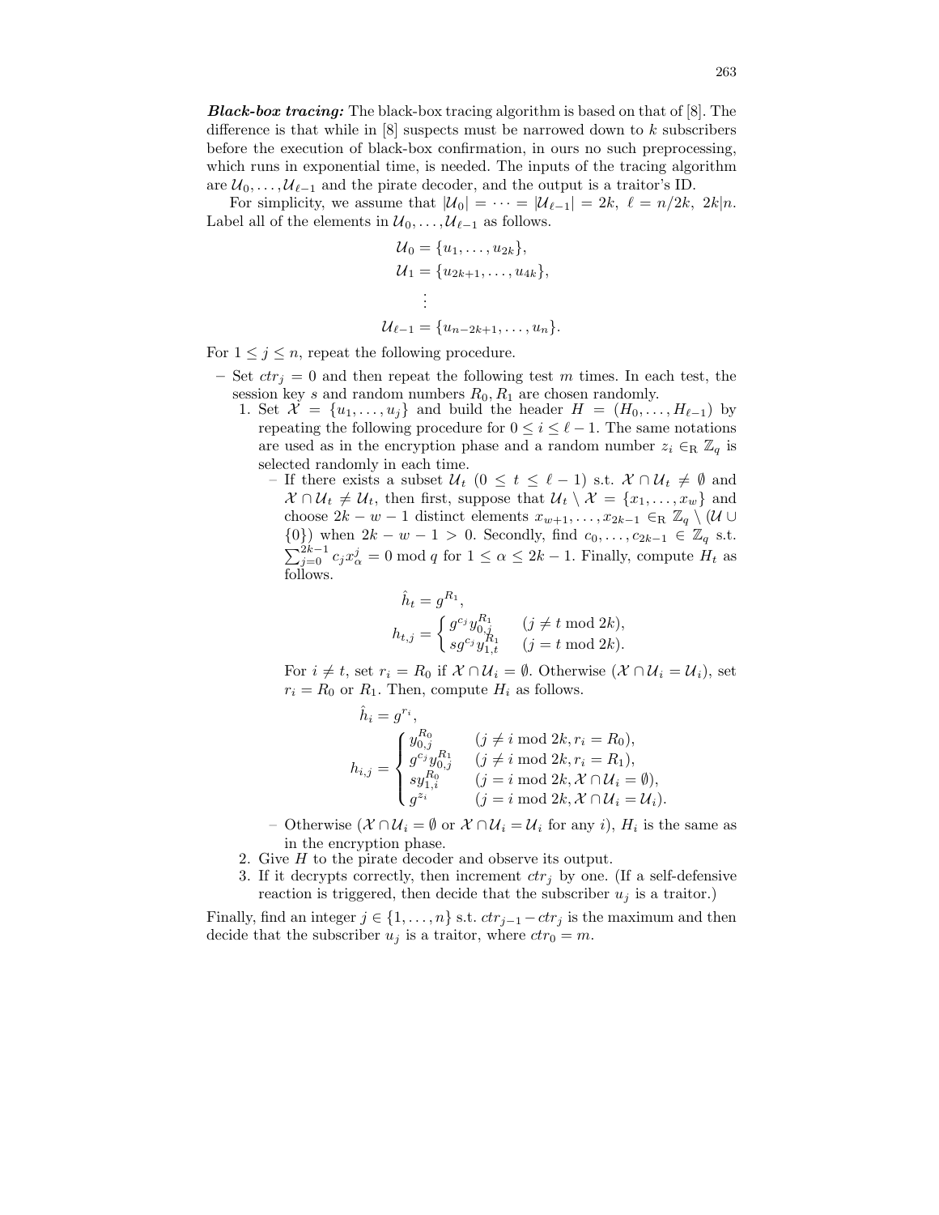**Black-box tracing:** The black-box tracing algorithm is based on that of [8]. The difference is that while in [8] suspects must be narrowed down to $k$ subscribers before the execution of black-box confirmation, in ours no such preprocessing, which runs in exponential time, is needed. The inputs of the tracing algorithm are $\mathcal{U}_0, \ldots, \mathcal{U}_{\ell-1}$ and the pirate decoder, and the output is a traitor's ID.

For simplicity, we assume that $|\mathcal{U}_0| = \cdots = |\mathcal{U}_{\ell-1}| = 2k,\ \ell = n/2k,\ 2k|n$. Label all of the elements in $\mathcal{U}_0, \ldots, \mathcal{U}_{\ell-1}$ as follows.

$$\begin{aligned}
\mathcal{U}_0 &= \{u_1, \ldots, u_{2k}\},\\
\mathcal{U}_1 &= \{u_{2k+1}, \ldots, u_{4k}\},\\
&\ \ \vdots\\
\mathcal{U}_{\ell-1} &= \{u_{n-2k+1}, \ldots, u_n\}.
\end{aligned}$$

For $1 \le j \le n$, repeat the following procedure.

- Set $ctr_j = 0$ and then repeat the following test $m$ times. In each test, the session key $s$ and random numbers $R_0, R_1$ are chosen randomly.
  1. Set $\mathcal{X} = \{u_1, \ldots, u_j\}$ and build the header $H = (H_0, \ldots, H_{\ell-1})$ by repeating the following procedure for $0 \le i \le \ell - 1$. The same notations are used as in the encryption phase and a random number $z_i \in_{\mathrm{R}} \mathbb{Z}_q$ is selected randomly in each time.
     - If there exists a subset $\mathcal{U}_t$ $(0 \le t \le \ell - 1)$ s.t. $\mathcal{X} \cap \mathcal{U}_t \ne \emptyset$ and $\mathcal{X} \cap \mathcal{U}_t \ne \mathcal{U}_t$, then first, suppose that $\mathcal{U}_t \setminus \mathcal{X} = \{x_1, \ldots, x_w\}$ and choose $2k - w - 1$ distinct elements $x_{w+1}, \ldots, x_{2k-1} \in_{\mathrm{R}} \mathbb{Z}_q \setminus (\mathcal{U} \cup \{0\})$ when $2k - w - 1 > 0$. Secondly, find $c_0, \ldots, c_{2k-1} \in \mathbb{Z}_q$ s.t. $\sum_{j=0}^{2k-1} c_j x_\alpha^j = 0 \bmod q$ for $1 \le \alpha \le 2k-1$. Finally, compute $H_t$ as follows.
     $$\begin{aligned}
     \hat{h}_t &= g^{R_1},\\
     h_{t,j} &= \begin{cases} g^{c_j} y_{0,j}^{R_1} & (j \ne t \bmod 2k),\\ s g^{c_j} y_{1,t}^{R_1} & (j = t \bmod 2k). \end{cases}
     \end{aligned}$$
     For $i \ne t$, set $r_i = R_0$ if $\mathcal{X} \cap \mathcal{U}_i = \emptyset$. Otherwise $(\mathcal{X} \cap \mathcal{U}_i = \mathcal{U}_i)$, set $r_i = R_0$ or $R_1$. Then, compute $H_i$ as follows.
     $$\begin{aligned}
     \hat{h}_i &= g^{r_i},\\
     h_{i,j} &= \begin{cases} y_{0,j}^{R_0} & (j \ne i \bmod 2k, r_i = R_0),\\ g^{c_j} y_{0,j}^{R_1} & (j \ne i \bmod 2k, r_i = R_1),\\ s y_{1,i}^{R_0} & (j = i \bmod 2k, \mathcal{X} \cap \mathcal{U}_i = \emptyset),\\ g^{z_i} & (j = i \bmod 2k, \mathcal{X} \cap \mathcal{U}_i = \mathcal{U}_i). \end{cases}
     \end{aligned}$$
     - Otherwise ($\mathcal{X} \cap \mathcal{U}_i = \emptyset$ or $\mathcal{X} \cap \mathcal{U}_i = \mathcal{U}_i$ for any $i$), $H_i$ is the same as in the encryption phase.
  2. Give $H$ to the pirate decoder and observe its output.
  3. If it decrypts correctly, then increment $ctr_j$ by one. (If a self-defensive reaction is triggered, then decide that the subscriber $u_j$ is a traitor.)

Finally, find an integer $j \in \{1, \ldots, n\}$ s.t. $ctr_{j-1} - ctr_j$ is the maximum and then decide that the subscriber $u_j$ is a traitor, where $ctr_0 = m$.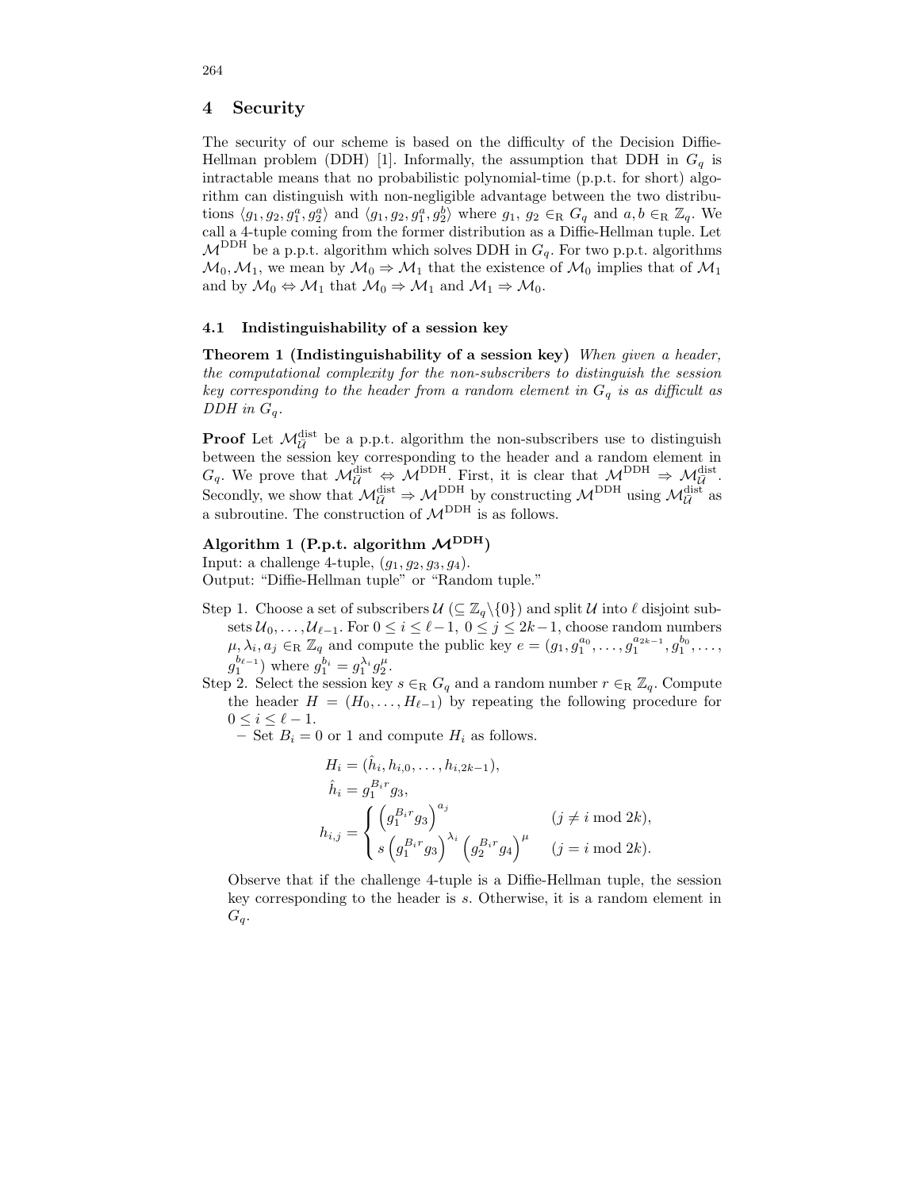## 4 Security

The security of our scheme is based on the difficulty of the Decision Diffie-Hellman problem (DDH) [1]. Informally, the assumption that DDH in $G_q$ is intractable means that no probabilistic polynomial-time (p.p.t. for short) algorithm can distinguish with non-negligible advantage between the two distributions $\langle g_1, g_2, g_1^a, g_2^a \rangle$ and $\langle g_1, g_2, g_1^a, g_2^b \rangle$ where $g_1,\ g_2 \in_{\mathrm{R}} G_q$ and $a, b \in_{\mathrm{R}} \mathbb{Z}_q$. We call a 4-tuple coming from the former distribution as a Diffie-Hellman tuple. Let $\mathcal{M}^{\mathrm{DDH}}$ be a p.p.t. algorithm which solves DDH in $G_q$. For two p.p.t. algorithms $\mathcal{M}_0, \mathcal{M}_1$, we mean by $\mathcal{M}_0 \Rightarrow \mathcal{M}_1$ that the existence of $\mathcal{M}_0$ implies that of $\mathcal{M}_1$ and by $\mathcal{M}_0 \Leftrightarrow \mathcal{M}_1$ that $\mathcal{M}_0 \Rightarrow \mathcal{M}_1$ and $\mathcal{M}_1 \Rightarrow \mathcal{M}_0$.

### 4.1 Indistinguishability of a session key

**Theorem 1 (Indistinguishability of a session key)** *When given a header, the computational complexity for the non-subscribers to distinguish the session key corresponding to the header from a random element in $G_q$ is as difficult as DDH in $G_q$.*

**Proof** Let $\mathcal{M}_{\bar{\mathcal{U}}}^{\mathrm{dist}}$ be a p.p.t. algorithm the non-subscribers use to distinguish between the session key corresponding to the header and a random element in $G_q$. We prove that $\mathcal{M}_{\bar{\mathcal{U}}}^{\mathrm{dist}} \Leftrightarrow \mathcal{M}^{\mathrm{DDH}}$. First, it is clear that $\mathcal{M}^{\mathrm{DDH}} \Rightarrow \mathcal{M}_{\bar{\mathcal{U}}}^{\mathrm{dist}}$. Secondly, we show that $\mathcal{M}_{\bar{\mathcal{U}}}^{\mathrm{dist}} \Rightarrow \mathcal{M}^{\mathrm{DDH}}$ by constructing $\mathcal{M}^{\mathrm{DDH}}$ using $\mathcal{M}_{\bar{\mathcal{U}}}^{\mathrm{dist}}$ as a subroutine. The construction of $\mathcal{M}^{\mathrm{DDH}}$ is as follows.

**Algorithm 1 (P.p.t. algorithm $\mathcal{M}^{\mathrm{DDH}}$)**
Input: a challenge 4-tuple, $(g_1, g_2, g_3, g_4)$.
Output: "Diffie-Hellman tuple" or "Random tuple."

Step 1. Choose a set of subscribers $\mathcal{U}$ ($\subseteq \mathbb{Z}_q \backslash \{0\}$) and split $\mathcal{U}$ into $\ell$ disjoint subsets $\mathcal{U}_0, \ldots, \mathcal{U}_{\ell-1}$. For $0 \le i \le \ell-1,\ 0 \le j \le 2k-1$, choose random numbers $\mu, \lambda_i, a_j \in_{\mathrm{R}} \mathbb{Z}_q$ and compute the public key $e = (g_1, g_1^{a_0}, \ldots, g_1^{a_{2k-1}}, g_1^{b_0}, \ldots, g_1^{b_{\ell-1}})$ where $g_1^{b_i} = g_1^{\lambda_i} g_2^{\mu}$.

Step 2. Select the session key $s \in_{\mathrm{R}} G_q$ and a random number $r \in_{\mathrm{R}} \mathbb{Z}_q$. Compute the header $H = (H_0, \ldots, H_{\ell-1})$ by repeating the following procedure for $0 \le i \le \ell - 1$.

– Set $B_i = 0$ or 1 and compute $H_i$ as follows.

$$
\begin{aligned}
H_i &= (\hat{h}_i, h_{i,0}, \ldots, h_{i,2k-1}), \\
\hat{h}_i &= g_1^{B_i r} g_3, \\
h_{i,j} &= \begin{cases} \left(g_1^{B_i r} g_3\right)^{a_j} & (j \ne i \bmod 2k), \\ s \left(g_1^{B_i r} g_3\right)^{\lambda_i} \left(g_2^{B_i r} g_4\right)^{\mu} & (j = i \bmod 2k). \end{cases}
\end{aligned}
$$

Observe that if the challenge 4-tuple is a Diffie-Hellman tuple, the session key corresponding to the header is $s$. Otherwise, it is a random element in $G_q$.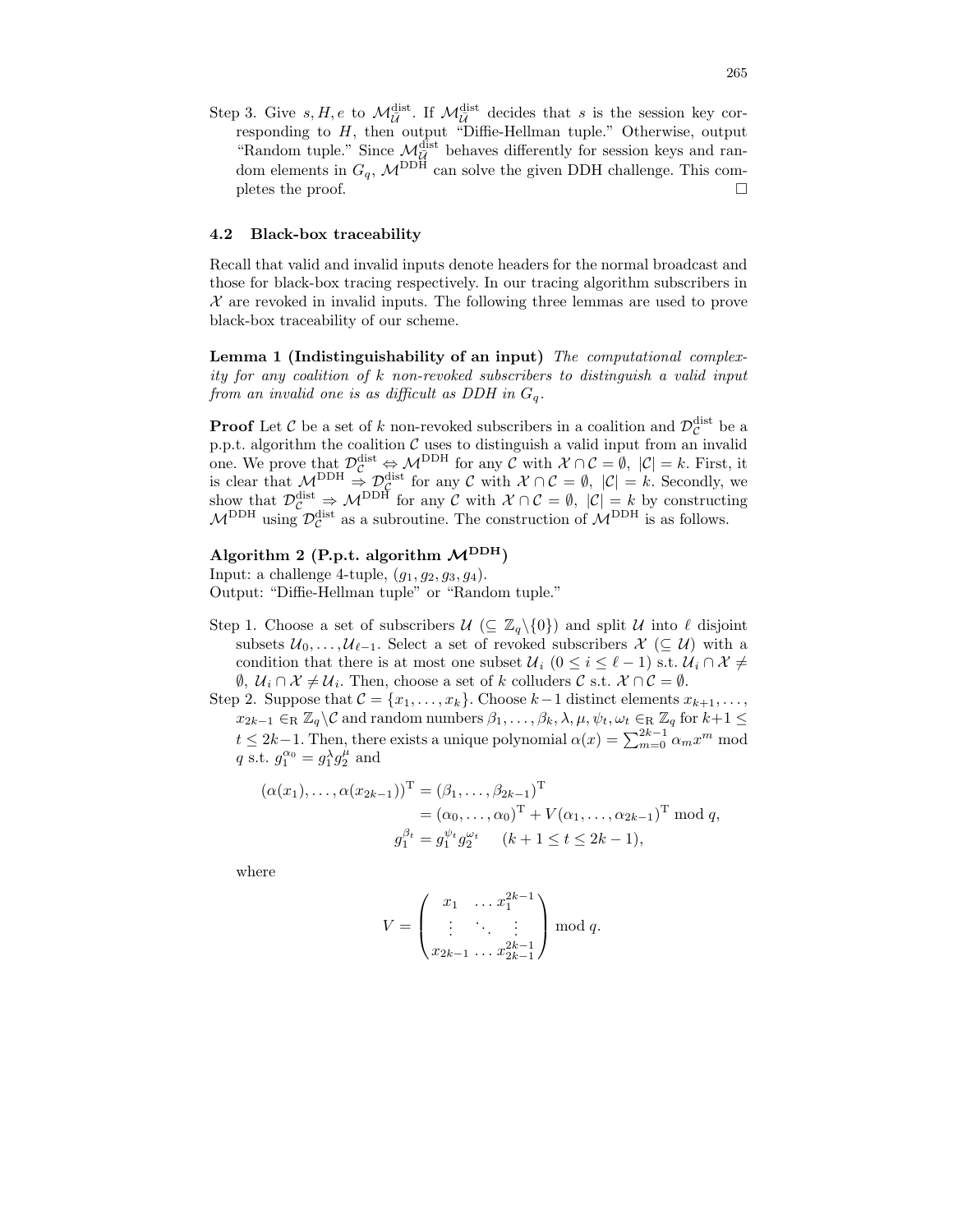Step 3. Give $s, H, e$ to $\mathcal{M}_{\bar{\mathcal{U}}}^{\text{dist}}$. If $\mathcal{M}_{\bar{\mathcal{U}}}^{\text{dist}}$ decides that $s$ is the session key corresponding to $H$, then output "Diffie-Hellman tuple." Otherwise, output "Random tuple." Since $\mathcal{M}_{\bar{\mathcal{U}}}^{\text{dist}}$ behaves differently for session keys and random elements in $G_q$, $\mathcal{M}^{\text{DDH}}$ can solve the given DDH challenge. This completes the proof. □

### 4.2 Black-box traceability

Recall that valid and invalid inputs denote headers for the normal broadcast and those for black-box tracing respectively. In our tracing algorithm subscribers in $\mathcal{X}$ are revoked in invalid inputs. The following three lemmas are used to prove black-box traceability of our scheme.

**Lemma 1 (Indistinguishability of an input)** *The computational complexity for any coalition of $k$ non-revoked subscribers to distinguish a valid input from an invalid one is as difficult as DDH in $G_q$.*

**Proof** Let $\mathcal{C}$ be a set of $k$ non-revoked subscribers in a coalition and $\mathcal{D}_{\mathcal{C}}^{\text{dist}}$ be a p.p.t. algorithm the coalition $\mathcal{C}$ uses to distinguish a valid input from an invalid one. We prove that $\mathcal{D}_{\mathcal{C}}^{\text{dist}} \Leftrightarrow \mathcal{M}^{\text{DDH}}$ for any $\mathcal{C}$ with $\mathcal{X} \cap \mathcal{C} = \emptyset,\ |\mathcal{C}| = k$. First, it is clear that $\mathcal{M}^{\text{DDH}} \Rightarrow \mathcal{D}_{\mathcal{C}}^{\text{dist}}$ for any $\mathcal{C}$ with $\mathcal{X} \cap \mathcal{C} = \emptyset,\ |\mathcal{C}| = k$. Secondly, we show that $\mathcal{D}_{\mathcal{C}}^{\text{dist}} \Rightarrow \mathcal{M}^{\text{DDH}}$ for any $\mathcal{C}$ with $\mathcal{X} \cap \mathcal{C} = \emptyset,\ |\mathcal{C}| = k$ by constructing $\mathcal{M}^{\text{DDH}}$ using $\mathcal{D}_{\mathcal{C}}^{\text{dist}}$ as a subroutine. The construction of $\mathcal{M}^{\text{DDH}}$ is as follows.

**Algorithm 2 (P.p.t. algorithm $\mathcal{M}^{\text{DDH}}$)**
Input: a challenge 4-tuple, $(g_1, g_2, g_3, g_4)$.
Output: "Diffie-Hellman tuple" or "Random tuple."

Step 1. Choose a set of subscribers $\mathcal{U}$ ($\subseteq \mathbb{Z}_q \backslash \{0\}$) and split $\mathcal{U}$ into $\ell$ disjoint subsets $\mathcal{U}_0, \ldots, \mathcal{U}_{\ell-1}$. Select a set of revoked subscribers $\mathcal{X}$ ($\subseteq \mathcal{U}$) with a condition that there is at most one subset $\mathcal{U}_i$ ($0 \le i \le \ell - 1$) s.t. $\mathcal{U}_i \cap \mathcal{X} \neq \emptyset,\ \mathcal{U}_i \cap \mathcal{X} \neq \mathcal{U}_i$. Then, choose a set of $k$ colluders $\mathcal{C}$ s.t. $\mathcal{X} \cap \mathcal{C} = \emptyset$.

Step 2. Suppose that $\mathcal{C} = \{x_1, \ldots, x_k\}$. Choose $k-1$ distinct elements $x_{k+1}, \ldots, x_{2k-1} \in_{\text{R}} \mathbb{Z}_q \backslash \mathcal{C}$ and random numbers $\beta_1, \ldots, \beta_k, \lambda, \mu, \psi_t, \omega_t \in_{\text{R}} \mathbb{Z}_q$ for $k+1 \le t \le 2k-1$. Then, there exists a unique polynomial $\alpha(x) = \sum_{m=0}^{2k-1} \alpha_m x^m \bmod q$ s.t. $g_1^{\alpha_0} = g_1^{\lambda} g_2^{\mu}$ and

$$
\begin{aligned}
(\alpha(x_1), \ldots, \alpha(x_{2k-1}))^{\text{T}} &= (\beta_1, \ldots, \beta_{2k-1})^{\text{T}} \\
&= (\alpha_0, \ldots, \alpha_0)^{\text{T}} + V(\alpha_1, \ldots, \alpha_{2k-1})^{\text{T}} \bmod q, \\
g_1^{\beta_t} &= g_1^{\psi_t} g_2^{\omega_t} \qquad (k+1 \le t \le 2k-1),
\end{aligned}
$$

where

$$
V = \begin{pmatrix} x_1 & \ldots & x_1^{2k-1} \\ \vdots & \ddots & \vdots \\ x_{2k-1} & \ldots & x_{2k-1}^{2k-1} \end{pmatrix} \bmod q.
$$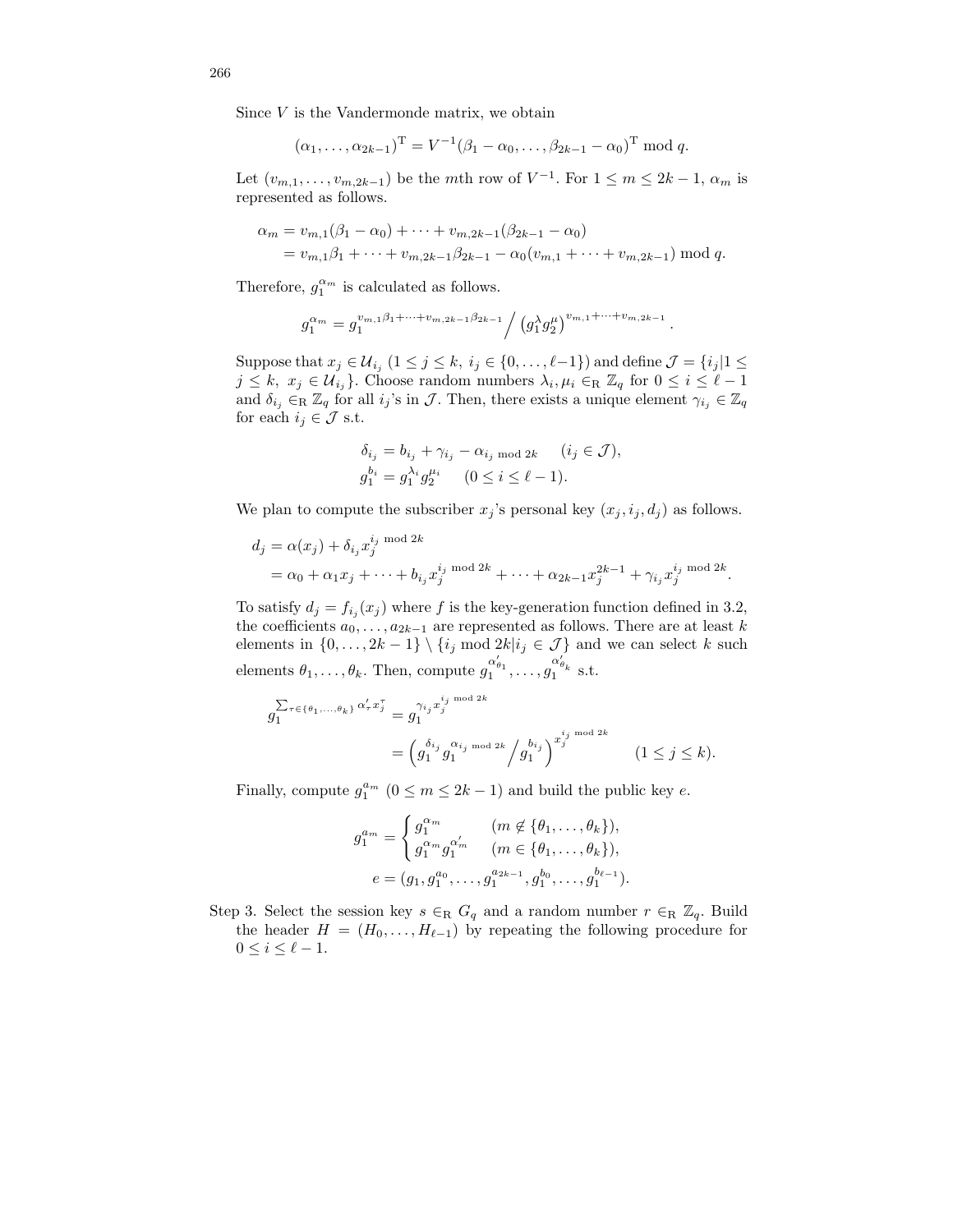Since $V$ is the Vandermonde matrix, we obtain

$$(\alpha_1, \ldots, \alpha_{2k-1})^{\mathrm{T}} = V^{-1}(\beta_1 - \alpha_0, \ldots, \beta_{2k-1} - \alpha_0)^{\mathrm{T}} \bmod q.$$

Let $(v_{m,1}, \ldots, v_{m,2k-1})$ be the $m$th row of $V^{-1}$. For $1 \leq m \leq 2k-1$, $\alpha_m$ is represented as follows.

$$\begin{aligned}
\alpha_m &= v_{m,1}(\beta_1 - \alpha_0) + \cdots + v_{m,2k-1}(\beta_{2k-1} - \alpha_0) \\
&= v_{m,1}\beta_1 + \cdots + v_{m,2k-1}\beta_{2k-1} - \alpha_0(v_{m,1} + \cdots + v_{m,2k-1}) \bmod q.
\end{aligned}$$

Therefore, $g_1^{\alpha_m}$ is calculated as follows.

$$g_1^{\alpha_m} = g_1^{v_{m,1}\beta_1 + \cdots + v_{m,2k-1}\beta_{2k-1}} \Big/ \left(g_1^{\lambda} g_2^{\mu}\right)^{v_{m,1} + \cdots + v_{m,2k-1}}.$$

Suppose that $x_j \in \mathcal{U}_{i_j}$ $(1 \leq j \leq k,\ i_j \in \{0, \ldots, \ell-1\})$ and define $\mathcal{J} = \{i_j | 1 \leq j \leq k,\ x_j \in \mathcal{U}_{i_j}\}$. Choose random numbers $\lambda_i, \mu_i \in_{\mathrm{R}} \mathbb{Z}_q$ for $0 \leq i \leq \ell - 1$ and $\delta_{i_j} \in_{\mathrm{R}} \mathbb{Z}_q$ for all $i_j$'s in $\mathcal{J}$. Then, there exists a unique element $\gamma_{i_j} \in \mathbb{Z}_q$ for each $i_j \in \mathcal{J}$ s.t.

$$\begin{aligned}
\delta_{i_j} &= b_{i_j} + \gamma_{i_j} - \alpha_{i_j \bmod 2k} \quad (i_j \in \mathcal{J}), \\
g_1^{b_i} &= g_1^{\lambda_i} g_2^{\mu_i} \quad (0 \leq i \leq \ell - 1).
\end{aligned}$$

We plan to compute the subscriber $x_j$'s personal key $(x_j, i_j, d_j)$ as follows.

$$\begin{aligned}
d_j &= \alpha(x_j) + \delta_{i_j} x_j^{i_j \bmod 2k} \\
&= \alpha_0 + \alpha_1 x_j + \cdots + b_{i_j} x_j^{i_j \bmod 2k} + \cdots + \alpha_{2k-1} x_j^{2k-1} + \gamma_{i_j} x_j^{i_j \bmod 2k}.
\end{aligned}$$

To satisfy $d_j = f_{i_j}(x_j)$ where $f$ is the key-generation function defined in 3.2, the coefficients $a_0, \ldots, a_{2k-1}$ are represented as follows. There are at least $k$ elements in $\{0, \ldots, 2k-1\} \setminus \{i_j \bmod 2k | i_j \in \mathcal{J}\}$ and we can select $k$ such elements $\theta_1, \ldots, \theta_k$. Then, compute $g_1^{\alpha'_{\theta_1}}, \ldots, g_1^{\alpha'_{\theta_k}}$ s.t.

$$\begin{aligned}
g_1^{\sum_{\tau \in \{\theta_1, \ldots, \theta_k\}} \alpha'_\tau x_j^\tau} &= g_1^{\gamma_{i_j} x_j^{i_j \bmod 2k}} \\
&= \left(g_1^{\delta_{i_j}} g_1^{\alpha_{i_j \bmod 2k}} \Big/ g_1^{b_{i_j}}\right)^{x_j^{i_j \bmod 2k}} \qquad (1 \leq j \leq k).
\end{aligned}$$

Finally, compute $g_1^{a_m}$ $(0 \leq m \leq 2k-1)$ and build the public key $e$.

$$\begin{aligned}
g_1^{a_m} &= \begin{cases} g_1^{\alpha_m} & (m \notin \{\theta_1, \ldots, \theta_k\}), \\ g_1^{\alpha_m} g_1^{\alpha'_m} & (m \in \{\theta_1, \ldots, \theta_k\}), \end{cases} \\
e &= (g_1, g_1^{a_0}, \ldots, g_1^{a_{2k-1}}, g_1^{b_0}, \ldots, g_1^{b_{\ell-1}}).
\end{aligned}$$

Step 3. Select the session key $s \in_{\mathrm{R}} G_q$ and a random number $r \in_{\mathrm{R}} \mathbb{Z}_q$. Build the header $H = (H_0, \ldots, H_{\ell-1})$ by repeating the following procedure for $0 \leq i \leq \ell - 1$.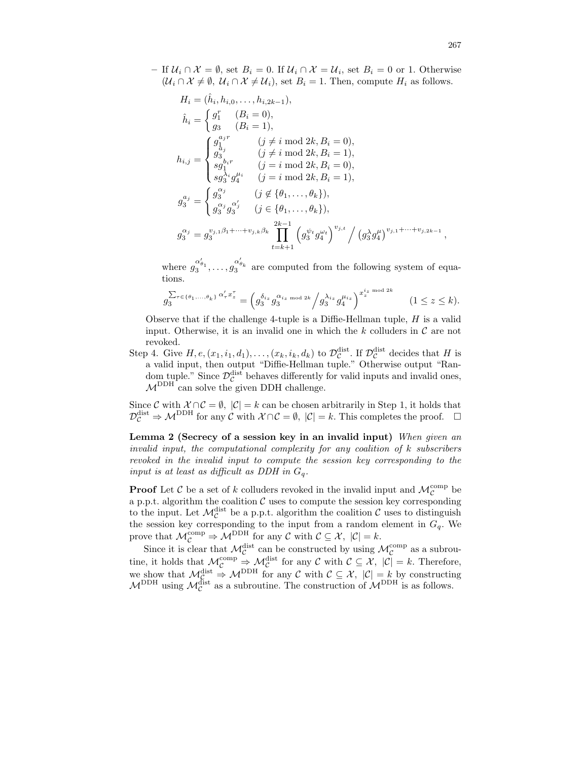– If $\mathcal{U}_i \cap \mathcal{X} = \emptyset$, set $B_i = 0$. If $\mathcal{U}_i \cap \mathcal{X} = \mathcal{U}_i$, set $B_i = 0$ or 1. Otherwise ($\mathcal{U}_i \cap \mathcal{X} \neq \emptyset$, $\mathcal{U}_i \cap \mathcal{X} \neq \mathcal{U}_i$), set $B_i = 1$. Then, compute $H_i$ as follows.

$$H_i = (\hat{h}_i, h_{i,0}, \ldots, h_{i,2k-1}),$$

$$\hat{h}_i = \begin{cases} g_1^r & (B_i = 0), \\ g_3 & (B_i = 1), \end{cases}$$

$$h_{i,j} = \begin{cases} g_1^{a_j r} & (j \neq i \bmod 2k, B_i = 0), \\ g_3^{a_j} & (j \neq i \bmod 2k, B_i = 1), \\ s g_1^{b_i r} & (j = i \bmod 2k, B_i = 0), \\ s g_3^{\lambda_i} g_4^{\mu_i} & (j = i \bmod 2k, B_i = 1), \end{cases}$$

$$g_3^{a_j} = \begin{cases} g_3^{\alpha_j} & (j \notin \{\theta_1, \ldots, \theta_k\}), \\ g_3^{\alpha_j} g_3^{\alpha'_j} & (j \in \{\theta_1, \ldots, \theta_k\}), \end{cases}$$

$$g_3^{\alpha_j} = g_3^{v_{j,1}\beta_1 + \cdots + v_{j,k}\beta_k} \prod_{t=k+1}^{2k-1} \left(g_3^{\psi_t} g_4^{\omega_t}\right)^{v_{j,t}} \Big/ \left(g_3^{\lambda} g_4^{\mu}\right)^{v_{j,1} + \cdots + v_{j,2k-1}},$$

where $g_3^{\alpha'_{\theta_1}}, \ldots, g_3^{\alpha'_{\theta_k}}$ are computed from the following system of equations.

$$g_3^{\sum_{\tau \in \{\theta_1, \ldots, \theta_k\}} \alpha'_\tau x_z^\tau} = \left(g_3^{\delta_{i_z}} g_3^{\alpha_{i_z \bmod 2k}} \Big/ g_3^{\lambda_{i_z}} g_4^{\mu_{i_z}}\right)^{x_z^{i_z \bmod 2k}} \qquad (1 \leq z \leq k).$$

Observe that if the challenge 4-tuple is a Diffie-Hellman tuple, $H$ is a valid input. Otherwise, it is an invalid one in which the $k$ colluders in $\mathcal{C}$ are not revoked.

Step 4. Give $H, e, (x_1, i_1, d_1), \ldots, (x_k, i_k, d_k)$ to $\mathcal{D}_{\mathcal{C}}^{\text{dist}}$. If $\mathcal{D}_{\mathcal{C}}^{\text{dist}}$ decides that $H$ is a valid input, then output "Diffie-Hellman tuple." Otherwise output "Random tuple." Since $\mathcal{D}_{\mathcal{C}}^{\text{dist}}$ behaves differently for valid inputs and invalid ones, $\mathcal{M}^{\text{DDH}}$ can solve the given DDH challenge.

Since $\mathcal{C}$ with $\mathcal{X} \cap \mathcal{C} = \emptyset$, $|\mathcal{C}| = k$ can be chosen arbitrarily in Step 1, it holds that $\mathcal{D}_{\mathcal{C}}^{\text{dist}} \Rightarrow \mathcal{M}^{\text{DDH}}$ for any $\mathcal{C}$ with $\mathcal{X} \cap \mathcal{C} = \emptyset$, $|\mathcal{C}| = k$. This completes the proof. $\square$

**Lemma 2 (Secrecy of a session key in an invalid input)** *When given an invalid input, the computational complexity for any coalition of $k$ subscribers revoked in the invalid input to compute the session key corresponding to the input is at least as difficult as DDH in $G_q$.*

**Proof** Let $\mathcal{C}$ be a set of $k$ colluders revoked in the invalid input and $\mathcal{M}_{\mathcal{C}}^{\text{comp}}$ be a p.p.t. algorithm the coalition $\mathcal{C}$ uses to compute the session key corresponding to the input. Let $\mathcal{M}_{\mathcal{C}}^{\text{dist}}$ be a p.p.t. algorithm the coalition $\mathcal{C}$ uses to distinguish the session key corresponding to the input from a random element in $G_q$. We prove that $\mathcal{M}_{\mathcal{C}}^{\text{comp}} \Rightarrow \mathcal{M}^{\text{DDH}}$ for any $\mathcal{C}$ with $\mathcal{C} \subseteq \mathcal{X}$, $|\mathcal{C}| = k$.

Since it is clear that $\mathcal{M}_{\mathcal{C}}^{\text{dist}}$ can be constructed by using $\mathcal{M}_{\mathcal{C}}^{\text{comp}}$ as a subroutine, it holds that $\mathcal{M}_{\mathcal{C}}^{\text{comp}} \Rightarrow \mathcal{M}_{\mathcal{C}}^{\text{dist}}$ for any $\mathcal{C}$ with $\mathcal{C} \subseteq \mathcal{X}$, $|\mathcal{C}| = k$. Therefore, we show that $\mathcal{M}_{\mathcal{C}}^{\text{dist}} \Rightarrow \mathcal{M}^{\text{DDH}}$ for any $\mathcal{C}$ with $\mathcal{C} \subseteq \mathcal{X}$, $|\mathcal{C}| = k$ by constructing $\mathcal{M}^{\text{DDH}}$ using $\mathcal{M}_{\mathcal{C}}^{\text{dist}}$ as a subroutine. The construction of $\mathcal{M}^{\text{DDH}}$ is as follows.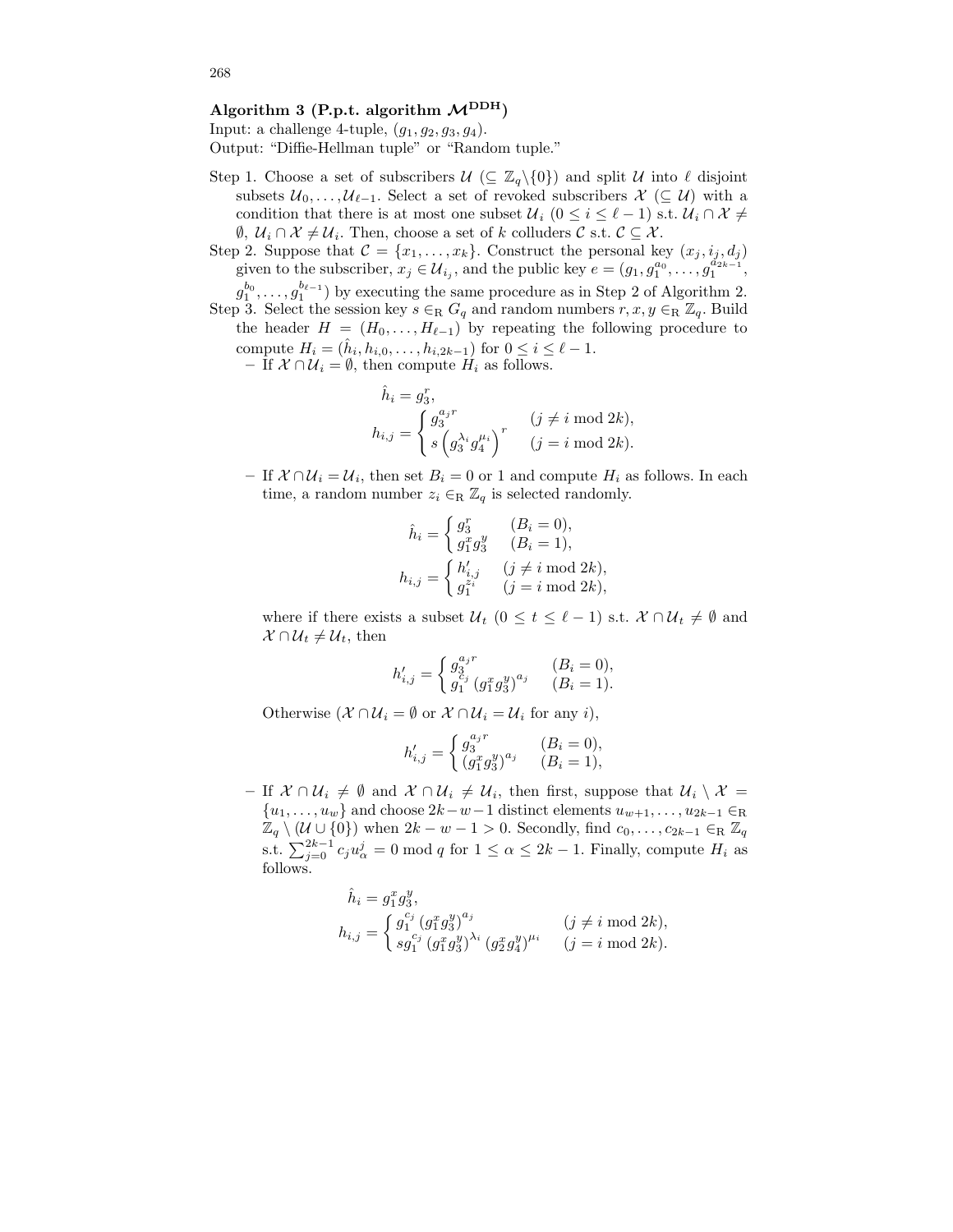**Algorithm 3 (P.p.t. algorithm $\mathcal{M}^{\mathbf{DDH}}$)**

Input: a challenge 4-tuple, $(g_1, g_2, g_3, g_4)$.
Output: "Diffie-Hellman tuple" or "Random tuple."

Step 1. Choose a set of subscribers $\mathcal{U}$ ($\subseteq \mathbb{Z}_q \backslash \{0\}$) and split $\mathcal{U}$ into $\ell$ disjoint subsets $\mathcal{U}_0, \ldots, \mathcal{U}_{\ell-1}$. Select a set of revoked subscribers $\mathcal{X}$ ($\subseteq \mathcal{U}$) with a condition that there is at most one subset $\mathcal{U}_i$ ($0 \le i \le \ell - 1$) s.t. $\mathcal{U}_i \cap \mathcal{X} \ne \emptyset$, $\mathcal{U}_i \cap \mathcal{X} \ne \mathcal{U}_i$. Then, choose a set of $k$ colluders $\mathcal{C}$ s.t. $\mathcal{C} \subseteq \mathcal{X}$.

Step 2. Suppose that $\mathcal{C} = \{x_1, \ldots, x_k\}$. Construct the personal key $(x_j, i_j, d_j)$ given to the subscriber, $x_j \in \mathcal{U}_{i_j}$, and the public key $e = (g_1, g_1^{a_0}, \ldots, g_1^{a_{2k-1}}, g_1^{b_0}, \ldots, g_1^{b_{\ell-1}})$ by executing the same procedure as in Step 2 of Algorithm 2.

Step 3. Select the session key $s \in_{\mathrm{R}} G_q$ and random numbers $r, x, y \in_{\mathrm{R}} \mathbb{Z}_q$. Build the header $H = (H_0, \ldots, H_{\ell-1})$ by repeating the following procedure to compute $H_i = (\hat{h}_i, h_{i,0}, \ldots, h_{i,2k-1})$ for $0 \le i \le \ell - 1$.

– If $\mathcal{X} \cap \mathcal{U}_i = \emptyset$, then compute $H_i$ as follows.

$$\hat{h}_i = g_3^r,$$
$$h_{i,j} = \begin{cases} g_3^{a_j r} & (j \ne i \bmod 2k), \\ s\left(g_3^{\lambda_i} g_4^{\mu_i}\right)^r & (j = i \bmod 2k). \end{cases}$$

– If $\mathcal{X} \cap \mathcal{U}_i = \mathcal{U}_i$, then set $B_i = 0$ or $1$ and compute $H_i$ as follows. In each time, a random number $z_i \in_{\mathrm{R}} \mathbb{Z}_q$ is selected randomly.

$$\hat{h}_i = \begin{cases} g_3^r & (B_i = 0), \\ g_1^x g_3^y & (B_i = 1), \end{cases}$$
$$h_{i,j} = \begin{cases} h'_{i,j} & (j \ne i \bmod 2k), \\ g_1^{z_i} & (j = i \bmod 2k), \end{cases}$$

where if there exists a subset $\mathcal{U}_t$ ($0 \le t \le \ell - 1$) s.t. $\mathcal{X} \cap \mathcal{U}_t \ne \emptyset$ and $\mathcal{X} \cap \mathcal{U}_t \ne \mathcal{U}_t$, then

$$h'_{i,j} = \begin{cases} g_3^{a_j r} & (B_i = 0), \\ g_1^{c_j} (g_1^x g_3^y)^{a_j} & (B_i = 1). \end{cases}$$

Otherwise ($\mathcal{X} \cap \mathcal{U}_i = \emptyset$ or $\mathcal{X} \cap \mathcal{U}_i = \mathcal{U}_i$ for any $i$),

$$h'_{i,j} = \begin{cases} g_3^{a_j r} & (B_i = 0), \\ (g_1^x g_3^y)^{a_j} & (B_i = 1), \end{cases}$$

– If $\mathcal{X} \cap \mathcal{U}_i \ne \emptyset$ and $\mathcal{X} \cap \mathcal{U}_i \ne \mathcal{U}_i$, then first, suppose that $\mathcal{U}_i \setminus \mathcal{X} = \{u_1, \ldots, u_w\}$ and choose $2k - w - 1$ distinct elements $u_{w+1}, \ldots, u_{2k-1} \in_{\mathrm{R}} \mathbb{Z}_q \setminus (\mathcal{U} \cup \{0\})$ when $2k - w - 1 > 0$. Secondly, find $c_0, \ldots, c_{2k-1} \in_{\mathrm{R}} \mathbb{Z}_q$ s.t. $\sum_{j=0}^{2k-1} c_j u_\alpha^j = 0 \bmod q$ for $1 \le \alpha \le 2k - 1$. Finally, compute $H_i$ as follows.

$$\hat{h}_i = g_1^x g_3^y,$$
$$h_{i,j} = \begin{cases} g_1^{c_j} \left(g_1^x g_3^y\right)^{a_j} & (j \ne i \bmod 2k), \\ s g_1^{c_j} \left(g_1^x g_3^y\right)^{\lambda_i} \left(g_2^x g_4^y\right)^{\mu_i} & (j = i \bmod 2k). \end{cases}$$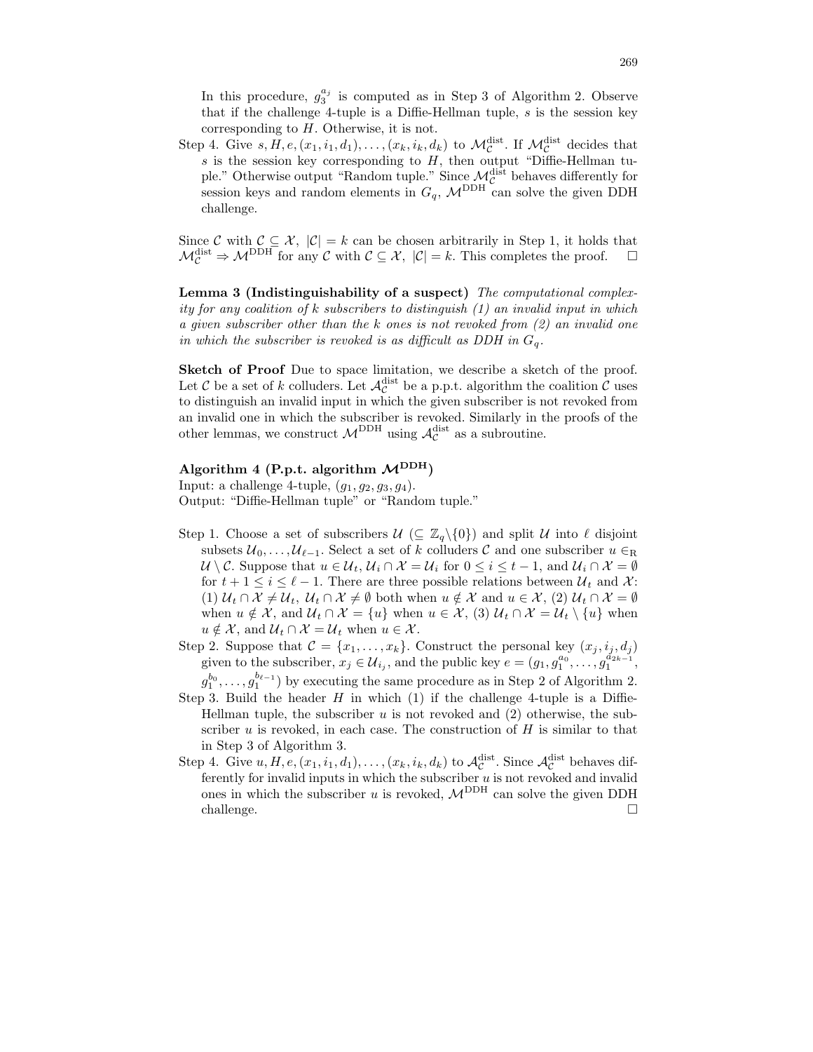In this procedure, $g_3^{a_j}$ is computed as in Step 3 of Algorithm 2. Observe that if the challenge 4-tuple is a Diffie-Hellman tuple, $s$ is the session key corresponding to $H$. Otherwise, it is not.

Step 4. Give $s, H, e, (x_1, i_1, d_1), \ldots, (x_k, i_k, d_k)$ to $\mathcal{M}_{\mathcal{C}}^{\mathrm{dist}}$. If $\mathcal{M}_{\mathcal{C}}^{\mathrm{dist}}$ decides that $s$ is the session key corresponding to $H$, then output "Diffie-Hellman tuple." Otherwise output "Random tuple." Since $\mathcal{M}_{\mathcal{C}}^{\mathrm{dist}}$ behaves differently for session keys and random elements in $G_q$, $\mathcal{M}^{\mathrm{DDH}}$ can solve the given DDH challenge.

Since $\mathcal{C}$ with $\mathcal{C} \subseteq \mathcal{X},\ |\mathcal{C}| = k$ can be chosen arbitrarily in Step 1, it holds that $\mathcal{M}_{\mathcal{C}}^{\mathrm{dist}} \Rightarrow \mathcal{M}^{\mathrm{DDH}}$ for any $\mathcal{C}$ with $\mathcal{C} \subseteq \mathcal{X},\ |\mathcal{C}| = k$. This completes the proof. □

**Lemma 3 (Indistinguishability of a suspect)** *The computational complexity for any coalition of $k$ subscribers to distinguish (1) an invalid input in which a given subscriber other than the $k$ ones is not revoked from (2) an invalid one in which the subscriber is revoked is as difficult as DDH in $G_q$.*

**Sketch of Proof** Due to space limitation, we describe a sketch of the proof. Let $\mathcal{C}$ be a set of $k$ colluders. Let $\mathcal{A}_{\mathcal{C}}^{\mathrm{dist}}$ be a p.p.t. algorithm the coalition $\mathcal{C}$ uses to distinguish an invalid input in which the given subscriber is not revoked from an invalid one in which the subscriber is revoked. Similarly in the proofs of the other lemmas, we construct $\mathcal{M}^{\mathrm{DDH}}$ using $\mathcal{A}_{\mathcal{C}}^{\mathrm{dist}}$ as a subroutine.

**Algorithm 4 (P.p.t. algorithm $\mathcal{M}^{\mathrm{DDH}}$)**
Input: a challenge 4-tuple, $(g_1, g_2, g_3, g_4)$.
Output: "Diffie-Hellman tuple" or "Random tuple."

Step 1. Choose a set of subscribers $\mathcal{U}$ ($\subseteq \mathbb{Z}_q \backslash \{0\}$) and split $\mathcal{U}$ into $\ell$ disjoint subsets $\mathcal{U}_0, \ldots, \mathcal{U}_{\ell-1}$. Select a set of $k$ colluders $\mathcal{C}$ and one subscriber $u \in_{\mathrm{R}} \mathcal{U} \setminus \mathcal{C}$. Suppose that $u \in \mathcal{U}_t, \mathcal{U}_i \cap \mathcal{X} = \mathcal{U}_i$ for $0 \le i \le t-1$, and $\mathcal{U}_i \cap \mathcal{X} = \emptyset$ for $t+1 \le i \le \ell - 1$. There are three possible relations between $\mathcal{U}_t$ and $\mathcal{X}$: (1) $\mathcal{U}_t \cap \mathcal{X} \neq \mathcal{U}_t,\ \mathcal{U}_t \cap \mathcal{X} \neq \emptyset$ both when $u \notin \mathcal{X}$ and $u \in \mathcal{X}$, (2) $\mathcal{U}_t \cap \mathcal{X} = \emptyset$ when $u \notin \mathcal{X}$, and $\mathcal{U}_t \cap \mathcal{X} = \{u\}$ when $u \in \mathcal{X}$, (3) $\mathcal{U}_t \cap \mathcal{X} = \mathcal{U}_t \setminus \{u\}$ when $u \notin \mathcal{X}$, and $\mathcal{U}_t \cap \mathcal{X} = \mathcal{U}_t$ when $u \in \mathcal{X}$.

Step 2. Suppose that $\mathcal{C} = \{x_1, \ldots, x_k\}$. Construct the personal key $(x_j, i_j, d_j)$ given to the subscriber, $x_j \in \mathcal{U}_{i_j}$, and the public key $e = (g_1, g_1^{a_0}, \ldots, g_1^{a_{2k-1}}, g_1^{b_0}, \ldots, g_1^{b_{\ell-1}})$ by executing the same procedure as in Step 2 of Algorithm 2.

Step 3. Build the header $H$ in which (1) if the challenge 4-tuple is a Diffie-Hellman tuple, the subscriber $u$ is not revoked and (2) otherwise, the subscriber $u$ is revoked, in each case. The construction of $H$ is similar to that in Step 3 of Algorithm 3.

Step 4. Give $u, H, e, (x_1, i_1, d_1), \ldots, (x_k, i_k, d_k)$ to $\mathcal{A}_{\mathcal{C}}^{\mathrm{dist}}$. Since $\mathcal{A}_{\mathcal{C}}^{\mathrm{dist}}$ behaves differently for invalid inputs in which the subscriber $u$ is not revoked and invalid ones in which the subscriber $u$ is revoked, $\mathcal{M}^{\mathrm{DDH}}$ can solve the given DDH challenge. □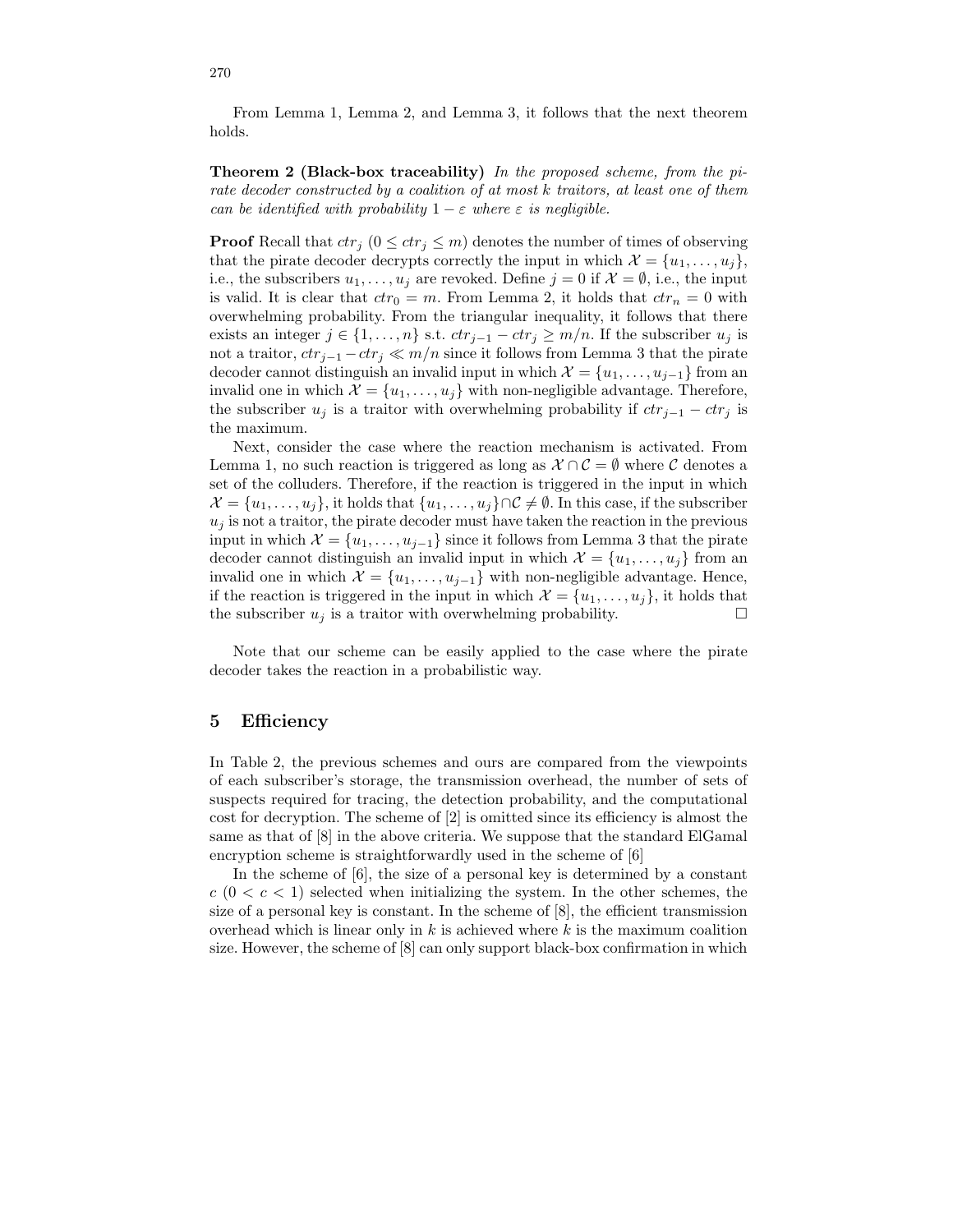From Lemma 1, Lemma 2, and Lemma 3, it follows that the next theorem holds.

**Theorem 2 (Black-box traceability)** *In the proposed scheme, from the pirate decoder constructed by a coalition of at most $k$ traitors, at least one of them can be identified with probability $1 - \varepsilon$ where $\varepsilon$ is negligible.*

**Proof** Recall that $ctr_j$ ($0 \leq ctr_j \leq m$) denotes the number of times of observing that the pirate decoder decrypts correctly the input in which $\mathcal{X} = \{u_1, \ldots, u_j\}$, i.e., the subscribers $u_1, \ldots, u_j$ are revoked. Define $j = 0$ if $\mathcal{X} = \emptyset$, i.e., the input is valid. It is clear that $ctr_0 = m$. From Lemma 2, it holds that $ctr_n = 0$ with overwhelming probability. From the triangular inequality, it follows that there exists an integer $j \in \{1, \ldots, n\}$ s.t. $ctr_{j-1} - ctr_j \geq m/n$. If the subscriber $u_j$ is not a traitor, $ctr_{j-1} - ctr_j \ll m/n$ since it follows from Lemma 3 that the pirate decoder cannot distinguish an invalid input in which $\mathcal{X} = \{u_1, \ldots, u_{j-1}\}$ from an invalid one in which $\mathcal{X} = \{u_1, \ldots, u_j\}$ with non-negligible advantage. Therefore, the subscriber $u_j$ is a traitor with overwhelming probability if $ctr_{j-1} - ctr_j$ is the maximum.

Next, consider the case where the reaction mechanism is activated. From Lemma 1, no such reaction is triggered as long as $\mathcal{X} \cap \mathcal{C} = \emptyset$ where $\mathcal{C}$ denotes a set of the colluders. Therefore, if the reaction is triggered in the input in which $\mathcal{X} = \{u_1, \ldots, u_j\}$, it holds that $\{u_1, \ldots, u_j\} \cap \mathcal{C} \neq \emptyset$. In this case, if the subscriber $u_j$ is not a traitor, the pirate decoder must have taken the reaction in the previous input in which $\mathcal{X} = \{u_1, \ldots, u_{j-1}\}$ since it follows from Lemma 3 that the pirate decoder cannot distinguish an invalid input in which $\mathcal{X} = \{u_1, \ldots, u_j\}$ from an invalid one in which $\mathcal{X} = \{u_1, \ldots, u_{j-1}\}$ with non-negligible advantage. Hence, if the reaction is triggered in the input in which $\mathcal{X} = \{u_1, \ldots, u_j\}$, it holds that the subscriber $u_j$ is a traitor with overwhelming probability. □

Note that our scheme can be easily applied to the case where the pirate decoder takes the reaction in a probabilistic way.

## 5 Efficiency

In Table 2, the previous schemes and ours are compared from the viewpoints of each subscriber's storage, the transmission overhead, the number of sets of suspects required for tracing, the detection probability, and the computational cost for decryption. The scheme of [2] is omitted since its efficiency is almost the same as that of [8] in the above criteria. We suppose that the standard ElGamal encryption scheme is straightforwardly used in the scheme of [6]

In the scheme of [6], the size of a personal key is determined by a constant $c$ ($0 < c < 1$) selected when initializing the system. In the other schemes, the size of a personal key is constant. In the scheme of [8], the efficient transmission overhead which is linear only in $k$ is achieved where $k$ is the maximum coalition size. However, the scheme of [8] can only support black-box confirmation in which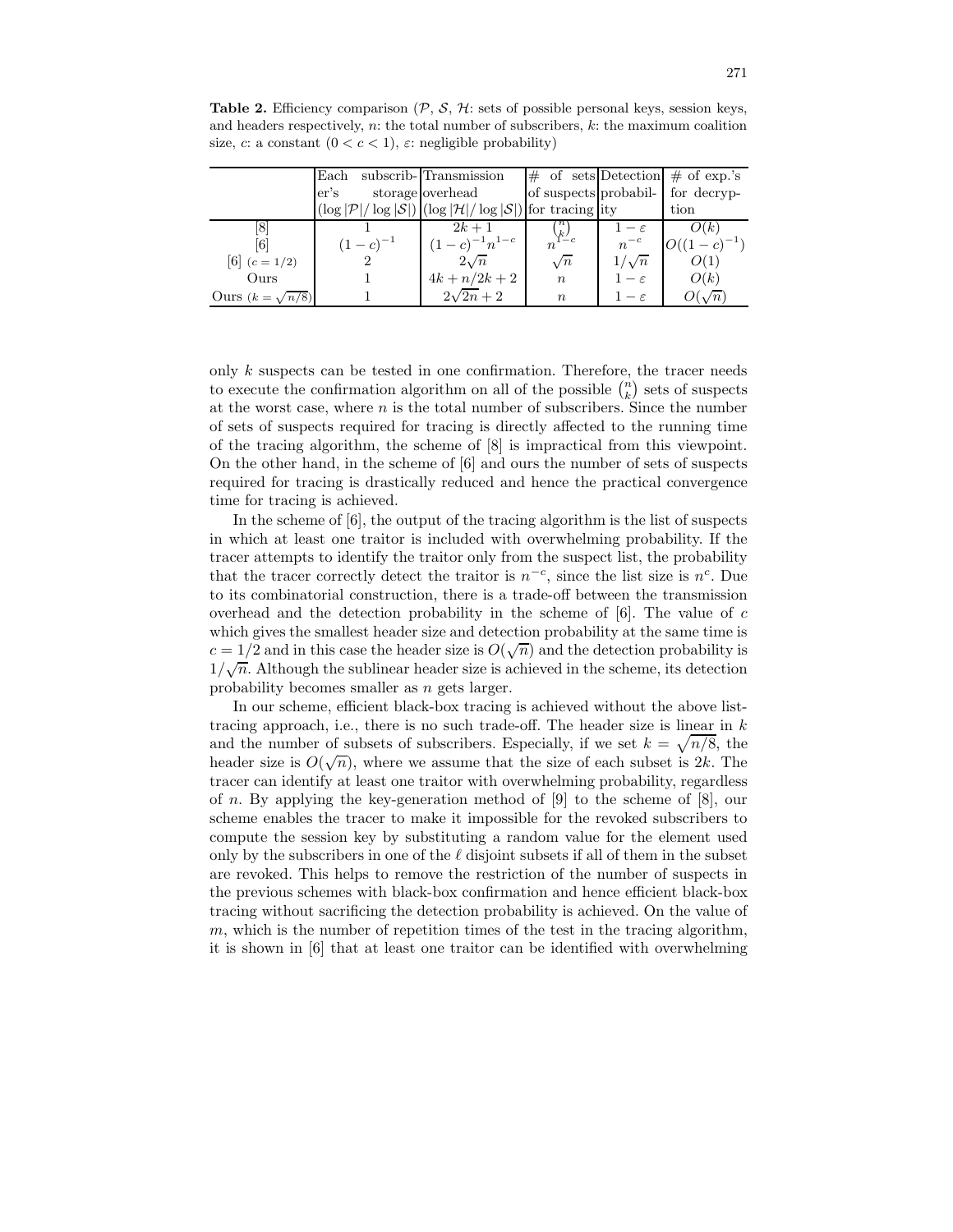**Table 2.** Efficiency comparison ($\mathcal{P}$, $\mathcal{S}$, $\mathcal{H}$: sets of possible personal keys, session keys, and headers respectively, $n$: the total number of subscribers, $k$: the maximum coalition size, $c$: a constant $(0 < c < 1)$, $\varepsilon$: negligible probability)

| | Each subscriber's storage $(\log \lvert\mathcal{P}\rvert / \log \lvert\mathcal{S}\rvert)$ | Transmission overhead $(\log \lvert\mathcal{H}\rvert / \log \lvert\mathcal{S}\rvert)$ | # of sets of suspects for tracing | Detection probability | # of exp.'s for decryption |
|---|---|---|---|---|---|
| [8] | 1 | $2k+1$ | $\binom{n}{k}$ | $1-\varepsilon$ | $O(k)$ |
| [6] | $(1-c)^{-1}$ | $(1-c)^{-1}n^{1-c}$ | $n^{1-c}$ | $n^{-c}$ | $O((1-c)^{-1})$ |
| [6] $(c = 1/2)$ | 2 | $2\sqrt{n}$ | $\sqrt{n}$ | $1/\sqrt{n}$ | $O(1)$ |
| Ours | 1 | $4k + n/2k + 2$ | $n$ | $1-\varepsilon$ | $O(k)$ |
| Ours $(k = \sqrt{n/8})$ | 1 | $2\sqrt{2n} + 2$ | $n$ | $1-\varepsilon$ | $O(\sqrt{n})$ |

only $k$ suspects can be tested in one confirmation. Therefore, the tracer needs to execute the confirmation algorithm on all of the possible $\binom{n}{k}$ sets of suspects at the worst case, where $n$ is the total number of subscribers. Since the number of sets of suspects required for tracing is directly affected to the running time of the tracing algorithm, the scheme of [8] is impractical from this viewpoint. On the other hand, in the scheme of [6] and ours the number of sets of suspects required for tracing is drastically reduced and hence the practical convergence time for tracing is achieved.

In the scheme of [6], the output of the tracing algorithm is the list of suspects in which at least one traitor is included with overwhelming probability. If the tracer attempts to identify the traitor only from the suspect list, the probability that the tracer correctly detect the traitor is $n^{-c}$, since the list size is $n^c$. Due to its combinatorial construction, there is a trade-off between the transmission overhead and the detection probability in the scheme of [6]. The value of $c$ which gives the smallest header size and detection probability at the same time is $c = 1/2$ and in this case the header size is $O(\sqrt{n})$ and the detection probability is $1/\sqrt{n}$. Although the sublinear header size is achieved in the scheme, its detection probability becomes smaller as $n$ gets larger.

In our scheme, efficient black-box tracing is achieved without the above list-tracing approach, i.e., there is no such trade-off. The header size is linear in $k$ and the number of subsets of subscribers. Especially, if we set $k = \sqrt{n/8}$, the header size is $O(\sqrt{n})$, where we assume that the size of each subset is $2k$. The tracer can identify at least one traitor with overwhelming probability, regardless of $n$. By applying the key-generation method of [9] to the scheme of [8], our scheme enables the tracer to make it impossible for the revoked subscribers to compute the session key by substituting a random value for the element used only by the subscribers in one of the $\ell$ disjoint subsets if all of them in the subset are revoked. This helps to remove the restriction of the number of suspects in the previous schemes with black-box confirmation and hence efficient black-box tracing without sacrificing the detection probability is achieved. On the value of $m$, which is the number of repetition times of the test in the tracing algorithm, it is shown in [6] that at least one traitor can be identified with overwhelming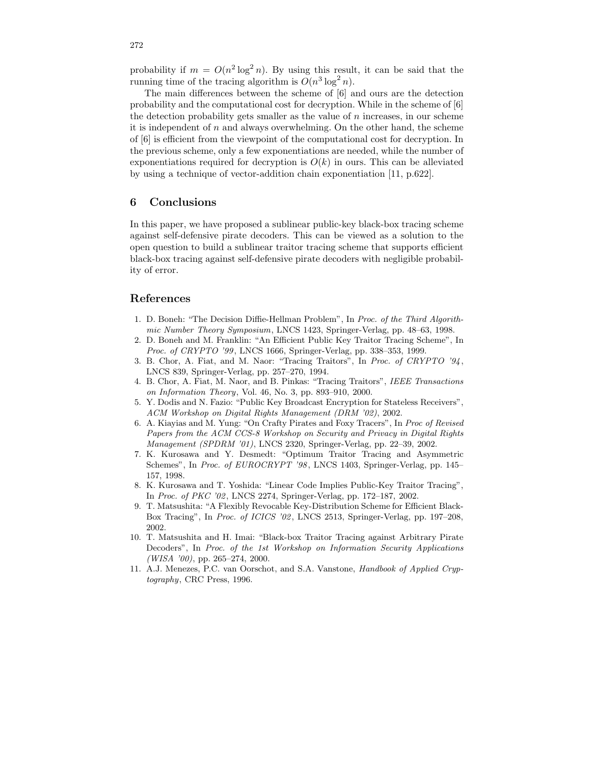probability if $m = O(n^2 \log^2 n)$. By using this result, it can be said that the running time of the tracing algorithm is $O(n^3 \log^2 n)$.

The main differences between the scheme of [6] and ours are the detection probability and the computational cost for decryption. While in the scheme of [6] the detection probability gets smaller as the value of $n$ increases, in our scheme it is independent of $n$ and always overwhelming. On the other hand, the scheme of [6] is efficient from the viewpoint of the computational cost for decryption. In the previous scheme, only a few exponentiations are needed, while the number of exponentiations required for decryption is $O(k)$ in ours. This can be alleviated by using a technique of vector-addition chain exponentiation [11, p.622].

## 6 Conclusions

In this paper, we have proposed a sublinear public-key black-box tracing scheme against self-defensive pirate decoders. This can be viewed as a solution to the open question to build a sublinear traitor tracing scheme that supports efficient black-box tracing against self-defensive pirate decoders with negligible probability of error.

## References

1. D. Boneh: "The Decision Diffie-Hellman Problem", In *Proc. of the Third Algorithmic Number Theory Symposium*, LNCS 1423, Springer-Verlag, pp. 48–63, 1998.
2. D. Boneh and M. Franklin: "An Efficient Public Key Traitor Tracing Scheme", In *Proc. of CRYPTO '99*, LNCS 1666, Springer-Verlag, pp. 338–353, 1999.
3. B. Chor, A. Fiat, and M. Naor: "Tracing Traitors", In *Proc. of CRYPTO '94*, LNCS 839, Springer-Verlag, pp. 257–270, 1994.
4. B. Chor, A. Fiat, M. Naor, and B. Pinkas: "Tracing Traitors", *IEEE Transactions on Information Theory*, Vol. 46, No. 3, pp. 893–910, 2000.
5. Y. Dodis and N. Fazio: "Public Key Broadcast Encryption for Stateless Receivers", *ACM Workshop on Digital Rights Management (DRM '02)*, 2002.
6. A. Kiayias and M. Yung: "On Crafty Pirates and Foxy Tracers", In *Proc of Revised Papers from the ACM CCS-8 Workshop on Security and Privacy in Digital Rights Management (SPDRM '01)*, LNCS 2320, Springer-Verlag, pp. 22–39, 2002.
7. K. Kurosawa and Y. Desmedt: "Optimum Traitor Tracing and Asymmetric Schemes", In *Proc. of EUROCRYPT '98*, LNCS 1403, Springer-Verlag, pp. 145–157, 1998.
8. K. Kurosawa and T. Yoshida: "Linear Code Implies Public-Key Traitor Tracing", In *Proc. of PKC '02*, LNCS 2274, Springer-Verlag, pp. 172–187, 2002.
9. T. Matsushita: "A Flexibly Revocable Key-Distribution Scheme for Efficient Black-Box Tracing", In *Proc. of ICICS '02*, LNCS 2513, Springer-Verlag, pp. 197–208, 2002.
10. T. Matsushita and H. Imai: "Black-box Traitor Tracing against Arbitrary Pirate Decoders", In *Proc. of the 1st Workshop on Information Security Applications (WISA '00)*, pp. 265–274, 2000.
11. A.J. Menezes, P.C. van Oorschot, and S.A. Vanstone, *Handbook of Applied Cryptography*, CRC Press, 1996.